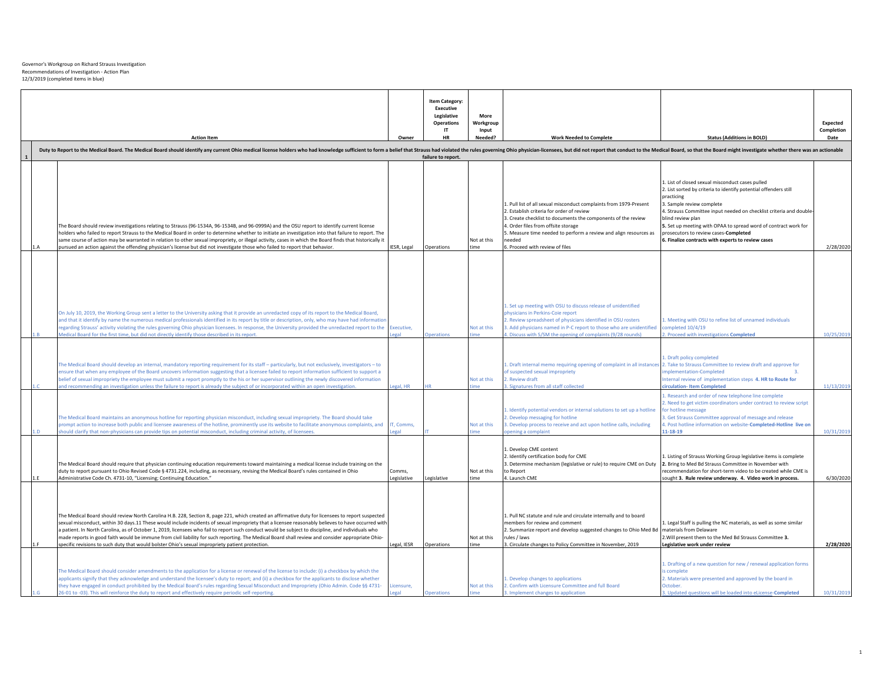Governor's Workgroup on Richard Strauss Investigation
Recommendations of Investigation - Action Plan
12/3/2019 (completed items in blue)

| | | Action Item | Owner | Item Category: Executive Legislative Operations IT HR | More Workgroup Input Needed? | Work Needed to Complete | Status (Additions in BOLD) | Expected Completion Date |
|---|---|---|---|---|---|---|---|---|
| 1 | | Duty to Report to the Medical Board. The Medical Board should identify any current Ohio medical license holders who had knowledge sufficient to form a belief that Strauss had violated the rules governing Ohio physician-licensees, but did not report that conduct to the Medical Board, so that the Board might investigate whether there was an actionable failure to report. | | | | | | |
| | 1.A | The Board should review investigations relating to Strauss (96-1534A, 96-1534B, and 96-0999A) and the OSU report to identify current license holders who failed to report Strauss to the Medical Board in order to determine whether to initiate an investigation into that failure to report. The same course of action may be warranted in relation to other sexual impropriety, or illegal activity, cases in which the Board finds that historically it pursued an action against the offending physician's license but did not investigate those who failed to report that behavior. | IESR, Legal | Operations | Not at this time | 1. Pull list of all sexual misconduct complaints from 1979-Present<br>2. Establish criteria for order of review<br>3. Create checklist to documents the components of the review<br>4. Order files from offsite storage<br>5. Measure time needed to perform a review and align resources as needed<br>6. Proceed with review of files | 1. List of closed sexual misconduct cases pulled<br>2. List sorted by criteria to identify potential offenders still practicing<br>3. Sample review complete<br>4. Strauss Committee input needed on checklist criteria and double-blind review plan<br>**5. Set up meeting with OPAA to spread word of contract work for prosecutors to review cases-Completed**<br>**6. Finalize contracts with experts to review cases** | 2/28/2020 |
| | 1.B | On July 10, 2019, the Working Group sent a letter to the University asking that it provide an unredacted copy of its report to the Medical Board, and that it identify by name the numerous medical professionals identified in its report by title or description, only, who may have had information regarding Strauss' activity violating the rules governing Ohio physician licensees. In response, the University provided the unredacted report to the Medical Board for the first time, but did not directly identify those described in its report. | Executive, Legal | Operations | Not at this time | 1. Set up meeting with OSU to discuss release of unidentified physicians in Perkins-Coie report<br>2. Review spreadsheet of physicians identified in OSU rosters<br>3. Add physicians named in P-C report to those who are unidentified<br>4. Discuss with S/SM the opening of complaints (9/28 rounds) | 1. Meeting with OSU to refine list of unnamed individuals completed 10/4/19<br>2. Proceed with investigations **Completed** | 10/25/2019 |
| | 1.C | The Medical Board should develop an internal, mandatory reporting requirement for its staff – particularly, but not exclusively, investigators – to ensure that when any employee of the Board uncovers information suggesting that a licensee failed to report information sufficient to support a belief of sexual impropriety the employee must submit a report promptly to the his or her supervisor outlining the newly discovered information and recommending an investigation unless the failure to report is already the subject of or incorporated within an open investigation. | Legal, HR | HR | Not at this time | 1. Draft internal memo requiring opening of complaint in all instances of suspected sexual impropriety<br>2. Review draft<br>3. Signatures from all staff collected | 1. Draft policy completed<br>2. Take to Strauss Committee to review draft and approve for implementation-Completed 3. Internal review of implementation steps **4. HR to Route for circulation- Item Completed** | 11/13/2019 |
| | 1.D | The Medical Board maintains an anonymous hotline for reporting physician misconduct, including sexual impropriety. The Board should take prompt action to increase both public and licensee awareness of the hotline, prominently use its website to facilitate anonymous complaints, and should clarify that non-physicians can provide tips on potential misconduct, including criminal activity, of licensees. | IT, Comms, Legal | IT | Not at this time | 1. Identify potential vendors or internal solutions to set up a hotline<br>2. Develop messaging for hotline<br>3. Develop process to receive and act upon hotline calls, including opening a complaint | 1. Research and order of new telephone line complete<br>2. Need to get victim coordinators under contract to review script for hotline message<br>3. Get Strauss Committee approval of message and release<br>4. Post hotline information on website-**Completed-Hotline live on 11-18-19** | 10/31/2019 |
| | 1.E | The Medical Board should require that physician continuing education requirements toward maintaining a medical license include training on the duty to report pursuant to Ohio Revised Code § 4731.224, including, as necessary, revising the Medical Board's rules contained in Ohio Administrative Code Ch. 4731-10, "Licensing; Continuing Education." | Comms, Legislative | Legislative | Not at this time | 1. Develop CME content<br>2. Identify certification body for CME<br>3. Determine mechanism (legislative or rule) to require CME on Duty to Report<br>4. Launch CME | 1. Listing of Strauss Working Group legislative items is complete<br>**2.** Bring to Med Bd Strauss Committee in November with recommendation for short-term video to be created while CME is sought **3. Rule review underway. 4. Video work in process.** | 6/30/2020 |
| | 1.F | The Medical Board should review North Carolina H.B. 228, Section 8, page 221, which created an affirmative duty for licensees to report suspected sexual misconduct, within 30 days.11 These would include incidents of sexual impropriety that a licensee reasonably believes to have occurred with a patient. In North Carolina, as of October 1, 2019, licensees who fail to report such conduct would be subject to discipline, and individuals who made reports in good faith would be immune from civil liability for such reporting. The Medical Board shall review and consider appropriate Ohio-specific revisions to such duty that would bolster Ohio's sexual impropriety patient protection. | Legal, IESR | Operations | Not at this time | 1. Pull NC statute and rule and circulate internally and to board members for review and comment<br>2. Summarize report and develop suggested changes to Ohio Med Bd rules / laws<br>3. Circulate changes to Policy Committee in November, 2019 | 1. Legal Staff is pulling the NC materials, as well as some similar materials from Delaware<br>2.Will present them to the Med Bd Strauss Committee **3. Legislative work under review** | **2/28/2020** |
| | 1.G | The Medical Board should consider amendments to the application for a license or renewal of the license to include: (i) a checkbox by which the applicants signify that they acknowledge and understand the licensee's duty to report; and (ii) a checkbox for the applicants to disclose whether they have engaged in conduct prohibited by the Medical Board's rules regarding Sexual Misconduct and Impropriety (Ohio Admin. Code §§ 4731-26-01 to -03). This will reinforce the duty to report and effectively require periodic self-reporting. | Licensure, Legal | Operations | Not at this time | 1. Develop changes to applications<br>2. Confirm with Licensure Committee and full Board<br>3. Implement changes to application | 1. Drafting of a new question for new / renewal application forms is complete<br>2. Materials were presented and approved by the board in October.<br>3. Updated questions will be loaded into eLicense-**Completed** | 10/31/2019 |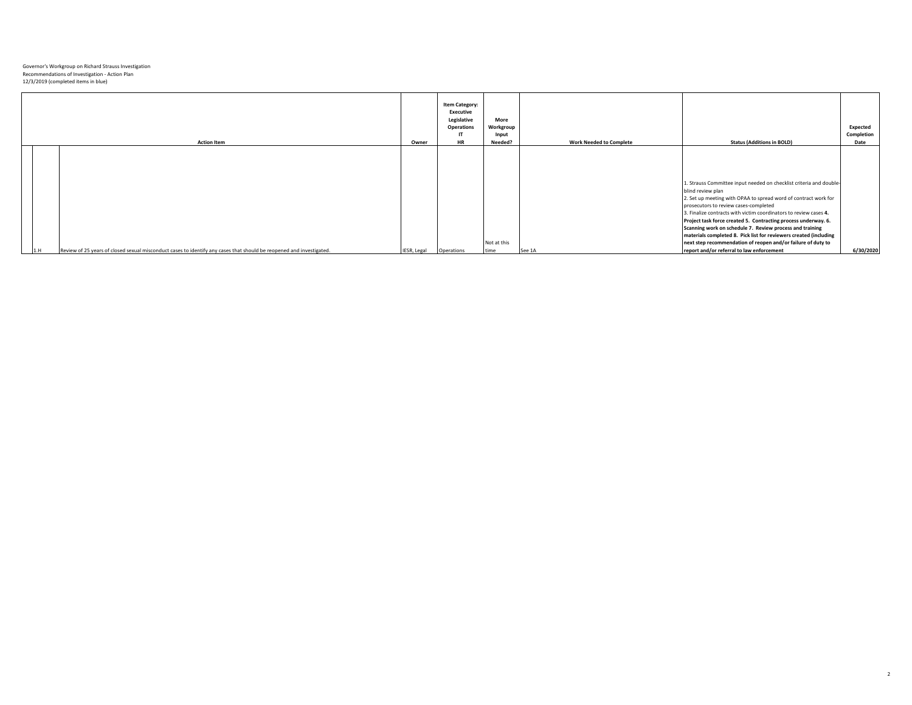Governor's Workgroup on Richard Strauss Investigation
Recommendations of Investigation - Action Plan
12/3/2019 (completed items in blue)

| | Action Item | Owner | Item Category: Executive Legislative Operations IT HR | More Workgroup Input Needed? | Work Needed to Complete | Status (Additions in BOLD) | Expected Completion Date |
|---|---|---|---|---|---|---|---|
| 1.H | Review of 25 years of closed sexual misconduct cases to identify any cases that should be reopened and investigated. | IESR, Legal | Operations | Not at this time | See 1A | 1. Strauss Committee input needed on checklist criteria and double-blind review plan<br>2. Set up meeting with OPAA to spread word of contract work for prosecutors to review cases-completed<br>3. Finalize contracts with victim coordinators to review cases **4. Project task force created 5. Contracting process underway. 6. Scanning work on schedule 7. Review process and training materials completed 8. Pick list for reviewers created (including next step recommendation of reopen and/or failure of duty to report and/or referral to law enforcement** | 6/30/2020 |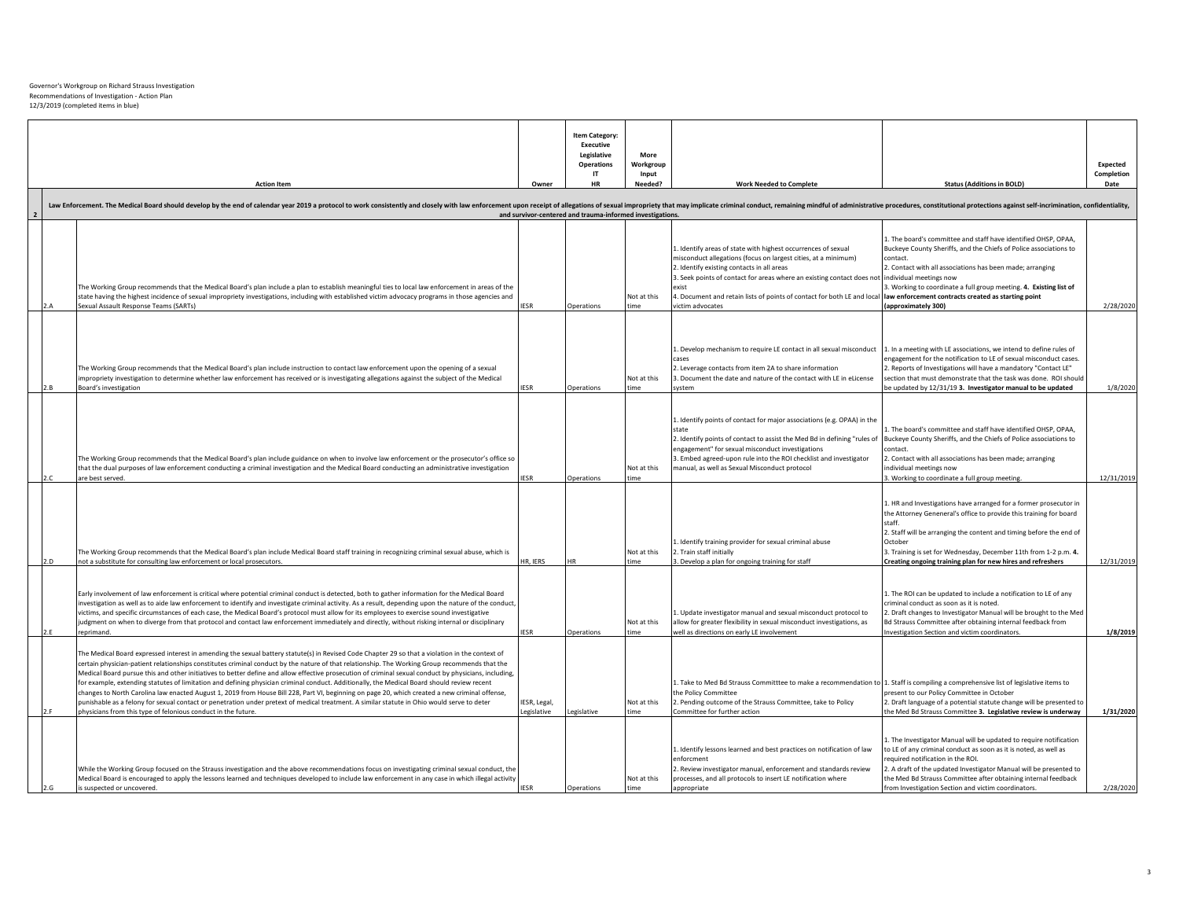Governor's Workgroup on Richard Strauss Investigation
Recommendations of Investigation - Action Plan
12/3/2019 (completed items in blue)

| | Action Item | Owner | Item Category: Executive Legislative Operations IT HR | More Workgroup Input Needed? | Work Needed to Complete | Status (Additions in BOLD) | Expected Completion Date |
|---|---|---|---|---|---|---|---|
| 2 | Law Enforcement. The Medical Board should develop by the end of calendar year 2019 a protocol to work consistently and closely with law enforcement upon receipt of allegations of sexual impropriety that may implicate criminal conduct, remaining mindful of administrative procedures, constitutional protections against self-incrimination, confidentiality, and survivor-centered and trauma-informed investigations. | | | | | | |
| 2.A | The Working Group recommends that the Medical Board's plan include a plan to establish meaningful ties to local law enforcement in areas of the state having the highest incidence of sexual impropriety investigations, including with established victim advocacy programs in those agencies and Sexual Assault Response Teams (SARTs) | IESR | Operations | Not at this time | 1. Identify areas of state with highest occurrences of sexual misconduct allegations (focus on largest cities, at a minimum) 2. Identify existing contacts in all areas 3. Seek points of contact for areas where an existing contact does not exist 4. Document and retain lists of points of contact for both LE and local victim advocates | 1. The board's committee and staff have identified OHSP, OPAA, Buckeye County Sheriffs, and the Chiefs of Police associations to contact. 2. Contact with all associations has been made; arranging individual meetings now 3. Working to coordinate a full group meeting. **4. Existing list of law enforcement contracts created as starting point (approximately 300)** | 2/28/2020 |
| 2.B | The Working Group recommends that the Medical Board's plan include instruction to contact law enforcement upon the opening of a sexual impropriety investigation to determine whether law enforcement has received or is investigating allegations against the subject of the Medical Board's investigation | IESR | Operations | Not at this time | 1. Develop mechanism to require LE contact in all sexual misconduct cases 2. Leverage contacts from item 2A to share information 3. Document the date and nature of the contact with LE in eLicense system | 1. In a meeting with LE associations, we intend to define rules of engagement for the notification to LE of sexual misconduct cases. 2. Reports of Investigations will have a mandatory "Contact LE" section that must demonstrate that the task was done. ROI should be updated by 12/31/19 **3. Investigator manual to be updated** | 1/8/2020 |
| 2.C | The Working Group recommends that the Medical Board's plan include guidance on when to involve law enforcement or the prosecutor's office so that the dual purposes of law enforcement conducting a criminal investigation and the Medical Board conducting an administrative investigation are best served. | IESR | Operations | Not at this time | 1. Identify points of contact for major associations (e.g. OPAA) in the state 2. Identify points of contact to assist the Med Bd in defining "rules of engagement" for sexual misconduct investigations 3. Embed agreed-upon rule into the ROI checklist and investigator manual, as well as Sexual Misconduct protocol | 1. The board's committee and staff have identified OHSP, OPAA, Buckeye County Sheriffs, and the Chiefs of Police associations to contact. 2. Contact with all associations has been made; arranging individual meetings now 3. Working to coordinate a full group meeting. | 12/31/2019 |
| 2.D | The Working Group recommends that the Medical Board's plan include Medical Board staff training in recognizing criminal sexual abuse, which is not a substitute for consulting law enforcement or local prosecutors. | HR, IERS | HR | Not at this time | 1. Identify training provider for sexual criminal abuse 2. Train staff initially 3. Develop a plan for ongoing training for staff | 1. HR and Investigations have arranged for a former prosecutor in the Attorney Geneneral's office to provide this training for board staff. 2. Staff will be arranging the content and timing before the end of October 3. Training is set for Wednesday, December 11th from 1-2 p.m. **4. Creating ongoing training plan for new hires and refreshers** | 12/31/2019 |
| 2.E | Early involvement of law enforcement is critical where potential criminal conduct is detected, both to gather information for the Medical Board investigation as well as to aide law enforcement to identify and investigate criminal activity. As a result, depending upon the nature of the conduct, victims, and specific circumstances of each case, the Medical Board's protocol must allow for its employees to exercise sound investigative judgment on when to diverge from that protocol and contact law enforcement immediately and directly, without risking internal or disciplinary reprimand. | IESR | Operations | Not at this time | 1. Update investigator manual and sexual misconduct protocol to allow for greater flexibility in sexual misconduct investigations, as well as directions on early LE involvement | 1. The ROI can be updated to include a notification to LE of any criminal conduct as soon as it is noted. 2. Draft changes to Investigator Manual will be brought to the Med Bd Strauss Committee after obtaining internal feedback from Investigation Section and victim coordinators. | **1/8/2019** |
| 2.F | The Medical Board expressed interest in amending the sexual battery statute(s) in Revised Code Chapter 29 so that a violation in the context of certain physician-patient relationships constitutes criminal conduct by the nature of that relationship. The Working Group recommends that the Medical Board pursue this and other initiatives to better define and allow effective prosecution of criminal sexual conduct by physicians, including, for example, extending statutes of limitation and defining physician criminal conduct. Additionally, the Medical Board should review recent changes to North Carolina law enacted August 1, 2019 from House Bill 228, Part VI, beginning on page 20, which created a new criminal offense, punishable as a felony for sexual contact or penetration under pretext of medical treatment. A similar statute in Ohio would serve to deter physicians from this type of felonious conduct in the future. | IESR, Legal, Legislative | Legislative | Not at this time | 1. Take to Med Bd Strauss Committtee to make a recommendation to the Policy Committee 2. Pending outcome of the Strauss Committee, take to Policy Committee for further action | 1. Staff is compiling a comprehensive list of legislative items to present to our Policy Committee in October 2. Draft language of a potential statute change will be presented to the Med Bd Strauss Committee **3. Legislative review is underway** | **1/31/2020** |
| 2.G | While the Working Group focused on the Strauss investigation and the above recommendations focus on investigating criminal sexual conduct, the Medical Board is encouraged to apply the lessons learned and techniques developed to include law enforcement in any case in which illegal activity is suspected or uncovered. | IESR | Operations | Not at this time | 1. Identify lessons learned and best practices on notification of law enforcment 2. Review investigator manual, enforcement and standards review processes, and all protocols to insert LE notification where appropriate | 1. The Investigator Manual will be updated to require notification to LE of any criminal conduct as soon as it is noted, as well as required notification in the ROI. 2. A draft of the updated Investigator Manual will be presented to the Med Bd Strauss Committee after obtaining internal feedback from Investigation Section and victim coordinators. | 2/28/2020 |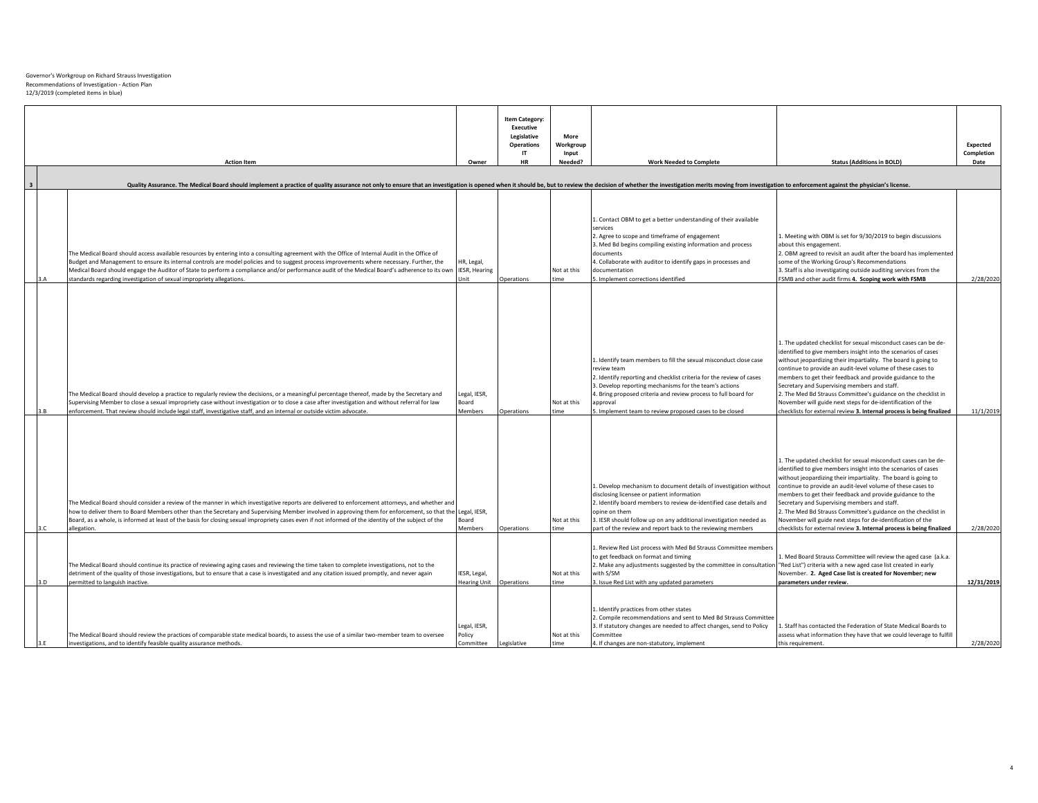Governor's Workgroup on Richard Strauss Investigation
Recommendations of Investigation - Action Plan
12/3/2019 (completed items in blue)

| | | Action Item | Owner | Item Category: Executive Legislative Operations IT HR | More Workgroup Input Needed? | Work Needed to Complete | Status (Additions in BOLD) | Expected Completion Date |
|---|---|---|---|---|---|---|---|---|
| 3 | | Quality Assurance. The Medical Board should implement a practice of quality assurance not only to ensure that an investigation is opened when it should be, but to review the decision of whether the investigation merits moving from investigation to enforcement against the physician's license. | | | | | | |
| | 3.A | The Medical Board should access available resources by entering into a consulting agreement with the Office of Internal Audit in the Office of Budget and Management to ensure its internal controls are model policies and to suggest process improvements where necessary. Further, the Medical Board should engage the Auditor of State to perform a compliance and/or performance audit of the Medical Board's adherence to its own standards regarding investigation of sexual impropriety allegations. | HR, Legal, IESR, Hearing Unit | Operations | Not at this time | 1. Contact OBM to get a better understanding of their available services<br>2. Agree to scope and timeframe of engagement<br>3. Med Bd begins compiling existing information and process documents<br>4. Collaborate with auditor to identify gaps in processes and documentation<br>5. Implement corrections identified | 1. Meeting with OBM is set for 9/30/2019 to begin discussions about this engagement.<br>2. OBM agreed to revisit an audit after the board has implemented some of the Working Group's Recommendations<br>3. Staff is also investigating outside auditing services from the FSMB and other audit firms **4. Scoping work with FSMB** | 2/28/2020 |
| | 3.B | The Medical Board should develop a practice to regularly review the decisions, or a meaningful percentage thereof, made by the Secretary and Supervising Member to close a sexual impropriety case without investigation or to close a case after investigation and without referral for law enforcement. That review should include legal staff, investigative staff, and an internal or outside victim advocate. | Legal, IESR, Board Members | Operations | Not at this time | 1. Identify team members to fill the sexual misconduct close case review team<br>2. Identify reporting and checklist criteria for the review of cases<br>3. Develop reporting mechanisms for the team's actions<br>4. Bring proposed criteria and review process to full board for approval<br>5. Implement team to review proposed cases to be closed | 1. The updated checklist for sexual misconduct cases can be de-identified to give members insight into the scenarios of cases without jeopardizing their impartiality. The board is going to continue to provide an audit-level volume of these cases to members to get their feedback and provide guidance to the Secretary and Supervising members and staff.<br>2. The Med Bd Strauss Committee's guidance on the checklist in November will guide next steps for de-identification of the checklists for external review **3. Internal process is being finalized** | 11/1/2019 |
| | 3.C | The Medical Board should consider a review of the manner in which investigative reports are delivered to enforcement attorneys, and whether and how to deliver them to Board Members other than the Secretary and Supervising Member involved in approving them for enforcement, so that the Board, as a whole, is informed at least of the basis for closing sexual impropriety cases even if not informed of the identity of the subject of the allegation. | Legal, IESR, Board Members | Operations | Not at this time | 1. Develop mechanism to document details of investigation without disclosing licensee or patient information<br>2. Identify board members to review de-identified case details and opine on them<br>3. IESR should follow up on any additional investigation needed as part of the review and report back to the reviewing members | 1. The updated checklist for sexual misconduct cases can be de-identified to give members insight into the scenarios of cases without jeopardizing their impartiality. The board is going to continue to provide an audit-level volume of these cases to members to get their feedback and provide guidance to the Secretary and Supervising members and staff.<br>2. The Med Bd Strauss Committee's guidance on the checklist in November will guide next steps for de-identification of the checklists for external review **3. Internal process is being finalized** | 2/28/2020 |
| | 3.D | The Medical Board should continue its practice of reviewing aging cases and reviewing the time taken to complete investigations, not to the detriment of the quality of those investigations, but to ensure that a case is investigated and any citation issued promptly, and never again permitted to languish inactive. | IESR, Legal, Hearing Unit | Operations | Not at this time | 1. Review Red List process with Med Bd Strauss Committee members to get feedback on format and timing<br>2. Make any adjustments suggested by the committee in consultation with S/SM<br>3. Issue Red List with any updated parameters | 1. Med Board Strauss Committee will review the aged case (a.k.a. "Red List") criteria with a new aged case list created in early November. **2. Aged Case list is created for November; new parameters under review.** | **12/31/2019** |
| | 3.E | The Medical Board should review the practices of comparable state medical boards, to assess the use of a similar two-member team to oversee investigations, and to identify feasible quality assurance methods. | Legal, IESR, Policy Committee | Legislative | Not at this time | 1. Identify practices from other states<br>2. Compile recommendations and sent to Med Bd Strauss Committee<br>3. If statutory changes are needed to affect changes, send to Policy Committee<br>4. If changes are non-statutory, implement | 1. Staff has contacted the Federation of State Medical Boards to assess what information they have that we could leverage to fulfill this requirement. | 2/28/2020 |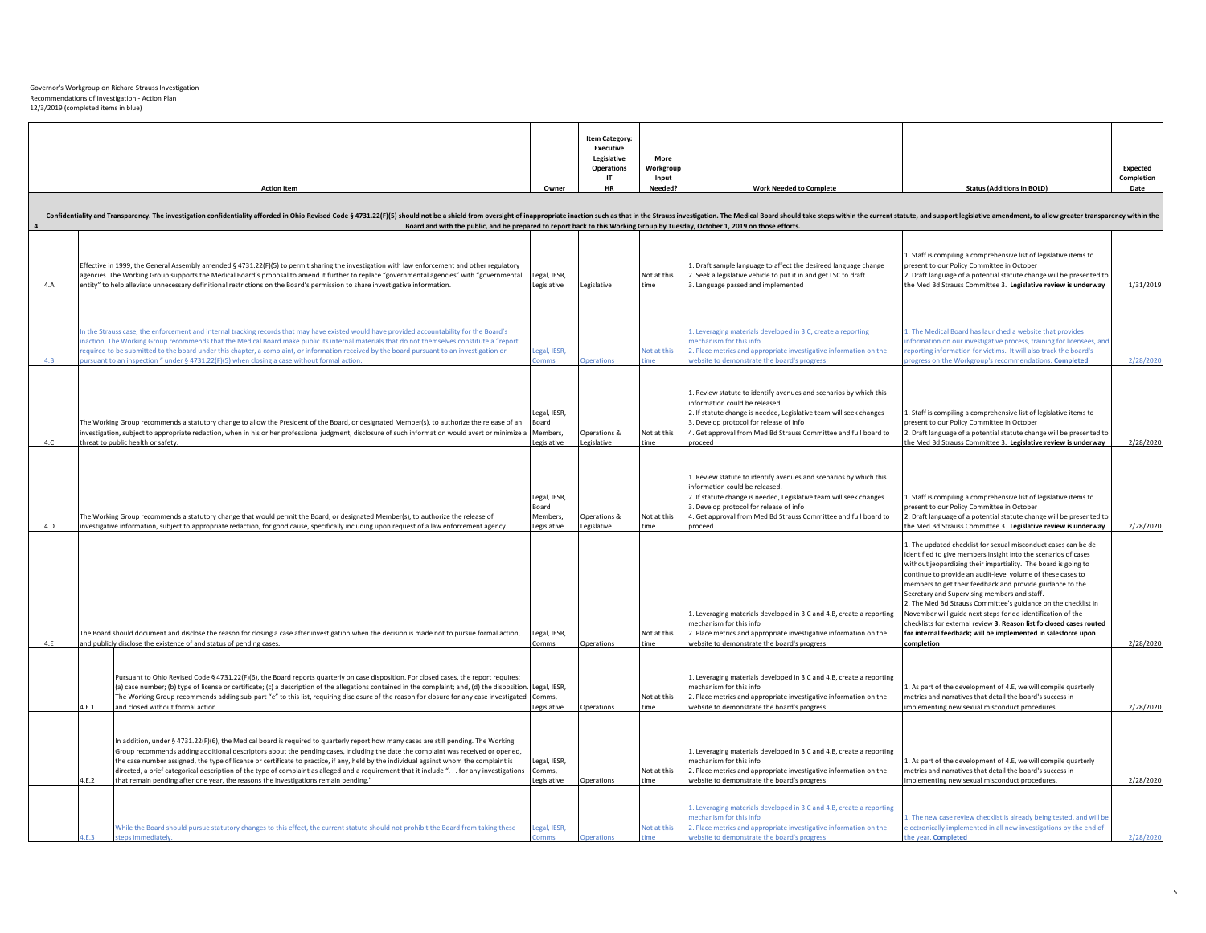Governor's Workgroup on Richard Strauss Investigation
Recommendations of Investigation - Action Plan
12/3/2019 (completed items in blue)

| | | Action Item | Owner | Item Category: Executive Legislative Operations IT HR | More Workgroup Input Needed? | Work Needed to Complete | Status (Additions in BOLD) | Expected Completion Date |
|---|---|---|---|---|---|---|---|---|
| 4 | | **Confidentiality and Transparency. The investigation confidentiality afforded in Ohio Revised Code § 4731.22(F)(5) should not be a shield from oversight of inappropriate inaction such as that in the Strauss investigation. The Medical Board should take steps within the current statute, and support legislative amendment, to allow greater transparency within the Board and with the public, and be prepared to report back to this Working Group by Tuesday, October 1, 2019 on those efforts.** | | | | | | |
| | 4.A | Effective in 1999, the General Assembly amended § 4731.22(F)(5) to permit sharing the investigation with law enforcement and other regulatory agencies. The Working Group supports the Medical Board's proposal to amend it further to replace "governmental agencies" with "governmental entity" to help alleviate unnecessary definitional restrictions on the Board's permission to share investigative information. | Legal, IESR, Legislative | Legislative | Not at this time | 1. Draft sample language to affect the desireed language change<br>2. Seek a legislative vehicle to put it in and get LSC to draft<br>3. Language passed and implemented | 1. Staff is compiling a comprehensive list of legislative items to present to our Policy Committee in October<br>2. Draft language of a potential statute change will be presented to the Med Bd Strauss Committee 3. **Legislative review is underway** | 1/31/2019 |
| | 4.B | In the Strauss case, the enforcement and internal tracking records that may have existed would have provided accountability for the Board's inaction. The Working Group recommends that the Medical Board make public its internal materials that do not themselves constitute a "report required to be submitted to the board under this chapter, a complaint, or information received by the board pursuant to an investigation or pursuant to an inspection " under § 4731.22(F)(5) when closing a case without formal action. | Legal, IESR, Comms | Operations | Not at this time | 1. Leveraging materials developed in 3.C, create a reporting mechanism for this info<br>2. Place metrics and appropriate investigative information on the website to demonstrate the board's progress | 1. The Medical Board has launched a website that provides information on our investigative process, training for licensees, and reporting information for victims. It will also track the board's progress on the Workgroup's recommendations. **Completed** | 2/28/2020 |
| | 4.C | The Working Group recommends a statutory change to allow the President of the Board, or designated Member(s), to authorize the release of an investigation, subject to appropriate redaction, when in his or her professional judgment, disclosure of such information would avert or minimize a threat to public health or safety. | Legal, IESR, Board Members, Legislative | Operations & Legislative | Not at this time | 1. Review statute to identify avenues and scenarios by which this information could be released.<br>2. If statute change is needed, Legislative team will seek changes<br>3. Develop protocol for release of info<br>4. Get approval from Med Bd Strauss Committee and full board to proceed | 1. Staff is compiling a comprehensive list of legislative items to present to our Policy Committee in October<br>2. Draft language of a potential statute change will be presented to the Med Bd Strauss Committee 3. **Legislative review is underway** | 2/28/2020 |
| | 4.D | The Working Group recommends a statutory change that would permit the Board, or designated Member(s), to authorize the release of investigative information, subject to appropriate redaction, for good cause, specifically including upon request of a law enforcement agency. | Legal, IESR, Board Members, Legislative | Operations & Legislative | Not at this time | 1. Review statute to identify avenues and scenarios by which this information could be released.<br>2. If statute change is needed, Legislative team will seek changes<br>3. Develop protocol for release of info<br>4. Get approval from Med Bd Strauss Committee and full board to proceed | 1. Staff is compiling a comprehensive list of legislative items to present to our Policy Committee in October<br>2. Draft language of a potential statute change will be presented to the Med Bd Strauss Committee 3. **Legislative review is underway** | 2/28/2020 |
| | 4.E | The Board should document and disclose the reason for closing a case after investigation when the decision is made not to pursue formal action, and publicly disclose the existence of and status of pending cases. | Legal, IESR, Comms | Operations | Not at this time | 1. Leveraging materials developed in 3.C and 4.B, create a reporting mechanism for this info<br>2. Place metrics and appropriate investigative information on the website to demonstrate the board's progress | 1. The updated checklist for sexual misconduct cases can be de-identified to give members insight into the scenarios of cases without jeopardizing their impartiality. The board is going to continue to provide an audit-level volume of these cases to members to get their feedback and provide guidance to the Secretary and Supervising members and staff.<br>2. The Med Bd Strauss Committee's guidance on the checklist in November will guide next steps for de-identification of the checklists for external review **3. Reason fo closed cases routed for internal feedback; will be implemented in salesforce upon completion** | 2/28/2020 |
| | 4.E.1 | Pursuant to Ohio Revised Code § 4731.22(F)(6), the Board reports quarterly on case disposition. For closed cases, the report requires: (a) case number; (b) type of license or certificate; (c) a description of the allegations contained in the complaint; and, (d) the disposition. The Working Group recommends adding sub-part "e" to this list, requiring disclosure of the reason for closure for any case investigated and closed without formal action. | Legal, IESR, Comms, Legislative | Operations | Not at this time | 1. Leveraging materials developed in 3.C and 4.B, create a reporting mechanism for this info<br>2. Place metrics and appropriate investigative information on the website to demonstrate the board's progress | 1. As part of the development of 4.E, we will compile quarterly metrics and narratives that detail the board's success in implementing new sexual misconduct procedures. | 2/28/2020 |
| | 4.E.2 | In addition, under § 4731.22(F)(6), the Medical board is required to quarterly report how many cases are still pending. The Working Group recommends adding additional descriptors about the pending cases, including the date the complaint was received or opened, the case number assigned, the type of license or certificate to practice, if any, held by the individual against whom the complaint is directed, a brief categorical description of the type of complaint as alleged and a requirement that it include ". . . for any investigations that remain pending after one year, the reasons the investigations remain pending." | Legal, IESR, Comms, Legislative | Operations | Not at this time | 1. Leveraging materials developed in 3.C and 4.B, create a reporting mechanism for this info<br>2. Place metrics and appropriate investigative information on the website to demonstrate the board's progress | 1. As part of the development of 4.E, we will compile quarterly metrics and narratives that detail the board's success in implementing new sexual misconduct procedures. | 2/28/2020 |
| | 4.E.3 | While the Board should pursue statutory changes to this effect, the current statute should not prohibit the Board from taking these steps immediately. | Legal, IESR, Comms | Operations | Not at this time | 1. Leveraging materials developed in 3.C and 4.B, create a reporting mechanism for this info<br>2. Place metrics and appropriate investigative information on the website to demonstrate the board's progress | 1. The new case review checklist is already being tested, and will be electronically implemented in all new investigations by the end of the year. **Completed** | 2/28/2020 |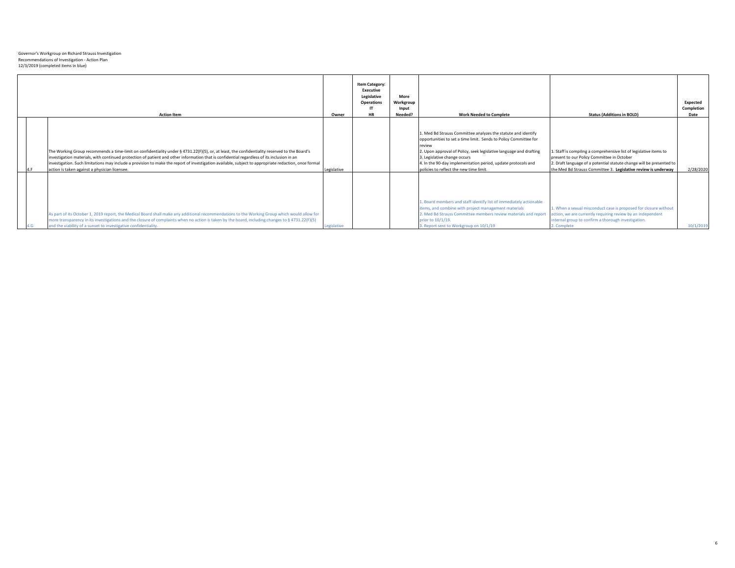Governor's Workgroup on Richard Strauss Investigation
Recommendations of Investigation - Action Plan
12/3/2019 (completed items in blue)

| | Action Item | Owner | Item Category: Executive Legislative Operations IT HR | More Workgroup Input Needed? | Work Needed to Complete | Status (Additions in BOLD) | Expected Completion Date |
|---|---|---|---|---|---|---|---|
| 4.F | The Working Group recommends a time-limit on confidentiality under § 4731.22(F)(5), or, at least, the confidentiality reserved to the Board's investigation materials, with continued protection of patient and other information that is confidential regardless of its inclusion in an investigation. Such limitations may include a provision to make the report of investigation available, subject to appropriate redaction, once formal action is taken against a physician licensee. | Legislative | | | 1. Med Bd Strauss Committee analyzes the statute and identify opportunities to set a time limit. Sends to Policy Committee for review<br>2. Upon approval of Policy, seek legislative language and drafting<br>3. Legislative change occurs<br>4. In the 90-day implementation period, update protocols and policies to reflect the new time limit. | 1. Staff is compiling a comprehensive list of legislative items to present to our Policy Committee in October<br>2. Draft language of a potential statute change will be presented to the Med Bd Strauss Committee 3. **Legislative review is underway** | 2/28/2020 |
| 4.G | As part of its October 1, 2019 report, the Medical Board shall make any additional recommendations to the Working Group which would allow for more transparency in its investigations and the closure of complaints when no action is taken by the board, including changes to § 4731.22(F)(5) and the viability of a sunset to investigative confidentiality. | Legislative | | | 1. Board members and staff identify list of immediately actionable items, and combine with project management materials<br>2. Med Bd Strauss Committee members review materials and report prior to 10/1/19.<br>3. Report sent to Workgroup on 10/1/19 | 1. When a sexual misconduct case is proposed for closure without action, we are currently requiring review by an independent internal group to confirm a thorough investigation.<br>2. Complete | 10/1/2019 |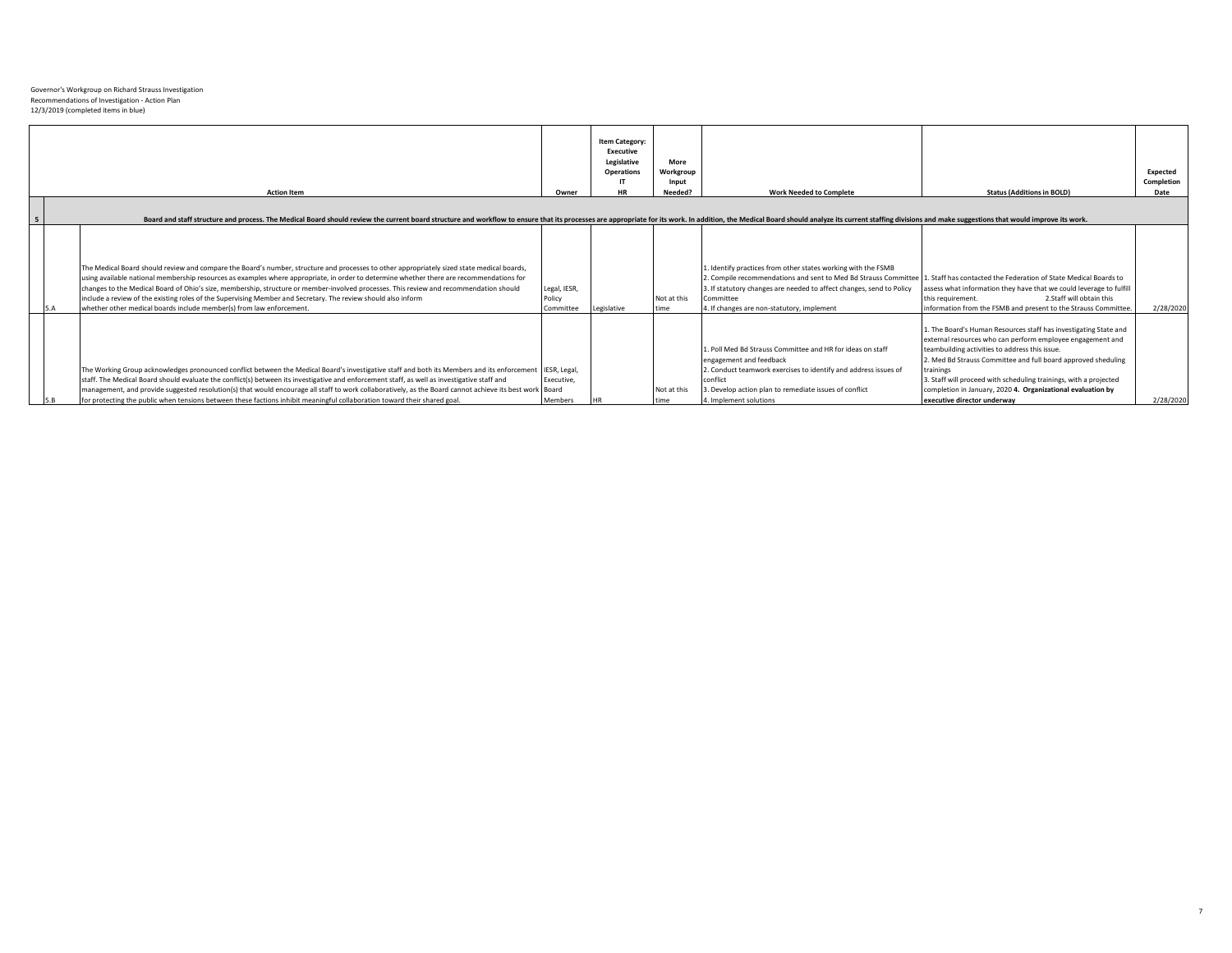Governor's Workgroup on Richard Strauss Investigation
Recommendations of Investigation - Action Plan
12/3/2019 (completed items in blue)

| | Action Item | Owner | Item Category: Executive Legislative Operations IT HR | More Workgroup Input Needed? | Work Needed to Complete | Status (Additions in BOLD) | Expected Completion Date |
|---|---|---|---|---|---|---|---|
| 5 | Board and staff structure and process. The Medical Board should review the current board structure and workflow to ensure that its processes are appropriate for its work. In addition, the Medical Board should analyze its current staffing divisions and make suggestions that would improve its work. | | | | | | |
| 5.A | The Medical Board should review and compare the Board's number, structure and processes to other appropriately sized state medical boards, using available national membership resources as examples where appropriate, in order to determine whether there are recommendations for changes to the Medical Board of Ohio's size, membership, structure or member-involved processes. This review and recommendation should include a review of the existing roles of the Supervising Member and Secretary. The review should also inform whether other medical boards include member(s) from law enforcement. | Legal, IESR, Policy Committee | Legislative | Not at this time | 1. Identify practices from other states working with the FSMB<br>2. Compile recommendations and sent to Med Bd Strauss Committee<br>3. If statutory changes are needed to affect changes, send to Policy Committee<br>4. If changes are non-statutory, implement | 1. Staff has contacted the Federation of State Medical Boards to assess what information they have that we could leverage to fulfill this requirement. 2.Staff will obtain this information from the FSMB and present to the Strauss Committee. | 2/28/2020 |
| 5.B | The Working Group acknowledges pronounced conflict between the Medical Board's investigative staff and both its Members and its enforcement staff. The Medical Board should evaluate the conflict(s) between its investigative and enforcement staff, as well as investigative staff and management, and provide suggested resolution(s) that would encourage all staff to work collaboratively, as the Board cannot achieve its best work for protecting the public when tensions between these factions inhibit meaningful collaboration toward their shared goal. | IESR, Legal, Executive, Board Members | HR | Not at this time | 1. Poll Med Bd Strauss Committee and HR for ideas on staff engagement and feedback<br>2. Conduct teamwork exercises to identify and address issues of conflict<br>3. Develop action plan to remediate issues of conflict<br>4. Implement solutions | 1. The Board's Human Resources staff has investigating State and external resources who can perform employee engagement and teambuilding activities to address this issue.<br>2. Med Bd Strauss Committee and full board approved sheduling trainings<br>3. Staff will proceed with scheduling trainings, with a projected completion in January, 2020 **4. Organizational evaluation by executive director underway** | 2/28/2020 |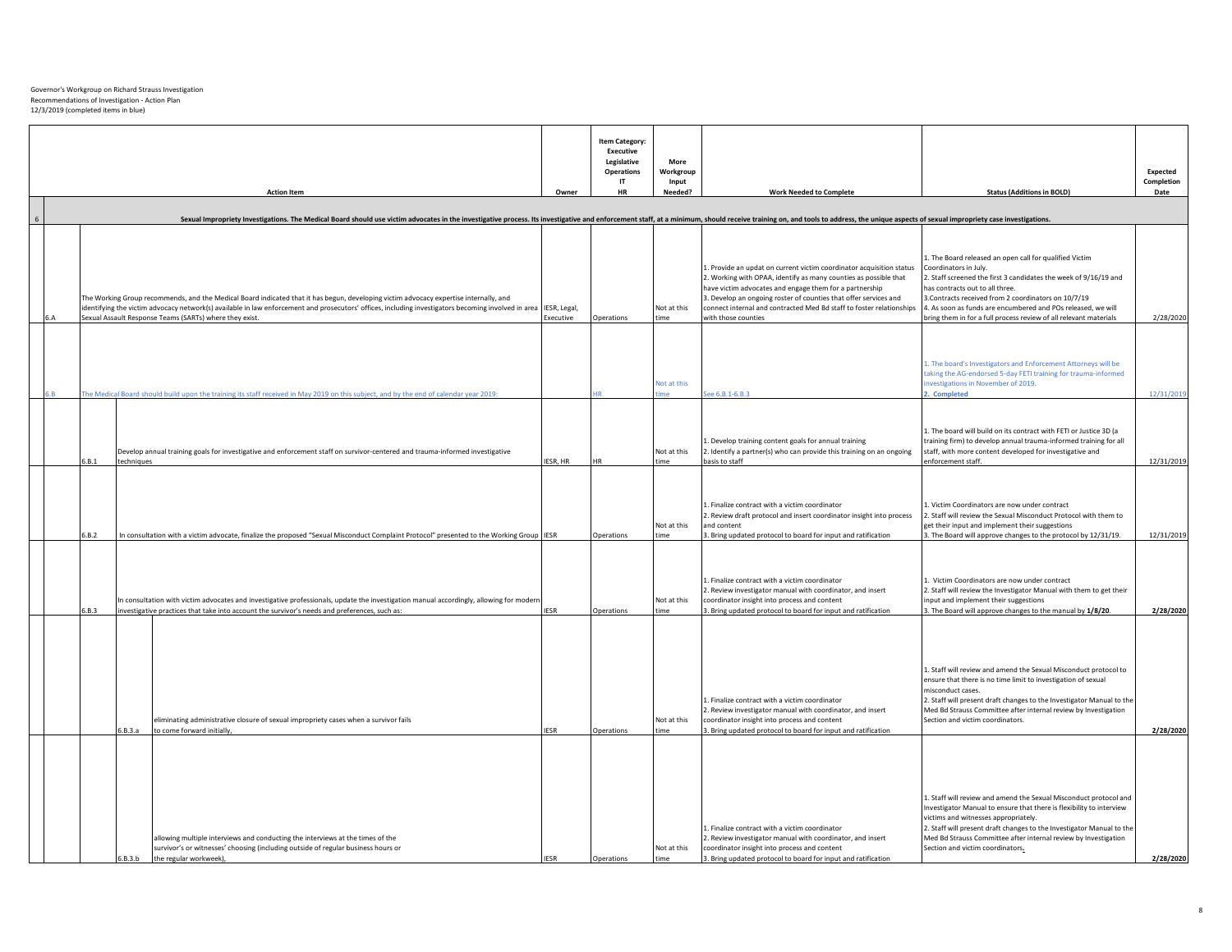Governor's Workgroup on Richard Strauss Investigation
Recommendations of Investigation - Action Plan
12/3/2019 (completed items in blue)

| | | | Action Item | Owner | Item Category: Executive Legislative Operations IT HR | More Workgroup Input Needed? | Work Needed to Complete | Status (Additions in BOLD) | Expected Completion Date |
|---|---|---|---|---|---|---|---|---|---|
| 6 | | | **Sexual Impropriety Investigations. The Medical Board should use victim advocates in the investigative process. Its investigative and enforcement staff, at a minimum, should receive training on, and tools to address, the unique aspects of sexual impropriety case investigations.** | | | | | | |
| | 6.A | | The Working Group recommends, and the Medical Board indicated that it has begun, developing victim advocacy expertise internally, and identifying the victim advocacy network(s) available in law enforcement and prosecutors' offices, including investigators becoming involved in area Sexual Assault Response Teams (SARTs) where they exist. | IESR, Legal, Executive | Operations | Not at this time | 1. Provide an updat on current victim coordinator acquisition status 2. Working with OPAA, identify as many counties as possible that have victim advocates and engage them for a partnership 3. Develop an ongoing roster of counties that offer services and connect internal and contracted Med Bd staff to foster relationships with those counties | 1. The Board released an open call for qualified Victim Coordinators in July. 2. Staff screened the first 3 candidates the week of 9/16/19 and has contracts out to all three. 3.Contracts received from 2 coordinators on 10/7/19 4. As soon as funds are encumbered and POs released, we will bring them in for a full process review of all relevant materials | 2/28/2020 |
| | 6.B | | The Medical Board should build upon the training its staff received in May 2019 on this subject, and by the end of calendar year 2019: | | HR | Not at this time | See 6.B.1-6.B.3 | 1. The board's Investigators and Enforcement Attorneys will be taking the AG-endorsed 5-day FETI training for trauma-informed investigations in November of 2019. 2. Completed | 12/31/2019 |
| | | 6.B.1 | Develop annual training goals for investigative and enforcement staff on survivor-centered and trauma-informed investigative techniques | IESR, HR | HR | Not at this time | 1. Develop training content goals for annual training 2. Identify a partner(s) who can provide this training on an ongoing basis to staff | 1. The board will build on its contract with FETI or Justice 3D (a training firm) to develop annual trauma-informed training for all staff, with more content developed for investigative and enforcement staff. | 12/31/2019 |
| | | 6.B.2 | In consultation with a victim advocate, finalize the proposed "Sexual Misconduct Complaint Protocol" presented to the Working Group | IESR | Operations | Not at this time | 1. Finalize contract with a victim coordinator 2. Review draft protocol and insert coordinator insight into process and content 3. Bring updated protocol to board for input and ratification | 1. Victim Coordinators are now under contract 2. Staff will review the Sexual Misconduct Protocol with them to get their input and implement their suggestions 3. The Board will approve changes to the protocol by 12/31/19. | 12/31/2019 |
| | | 6.B.3 | In consultation with victim advocates and investigative professionals, update the investigation manual accordingly, allowing for modern investigative practices that take into account the survivor's needs and preferences, such as: | IESR | Operations | Not at this time | 1. Finalize contract with a victim coordinator 2. Review investigator manual with coordinator, and insert coordinator insight into process and content 3. Bring updated protocol to board for input and ratification | 1. Victim Coordinators are now under contract 2. Staff will review the Investigator Manual with them to get their input and implement their suggestions 3. The Board will approve changes to the manual by **1/8/20**. | **2/28/2020** |
| | | 6.B.3.a | eliminating administrative closure of sexual impropriety cases when a survivor fails to come forward initially, | IESR | Operations | Not at this time | 1. Finalize contract with a victim coordinator 2. Review investigator manual with coordinator, and insert coordinator insight into process and content 3. Bring updated protocol to board for input and ratification | 1. Staff will review and amend the Sexual Misconduct protocol to ensure that there is no time limit to investigation of sexual misconduct cases. 2. Staff will present draft changes to the Investigator Manual to the Med Bd Strauss Committee after internal review by Investigation Section and victim coordinators. | **2/28/2020** |
| | | 6.B.3.b | allowing multiple interviews and conducting the interviews at the times of the survivor's or witnesses' choosing (including outside of regular business hours or the regular workweek), | IESR | Operations | Not at this time | 1. Finalize contract with a victim coordinator 2. Review investigator manual with coordinator, and insert coordinator insight into process and content 3. Bring updated protocol to board for input and ratification | 1. Staff will review and amend the Sexual Misconduct protocol and Investigator Manual to ensure that there is flexibility to interview victims and witnesses appropriately. 2. Staff will present draft changes to the Investigator Manual to the Med Bd Strauss Committee after internal review by Investigation Section and victim coordinators. | **2/28/2020** |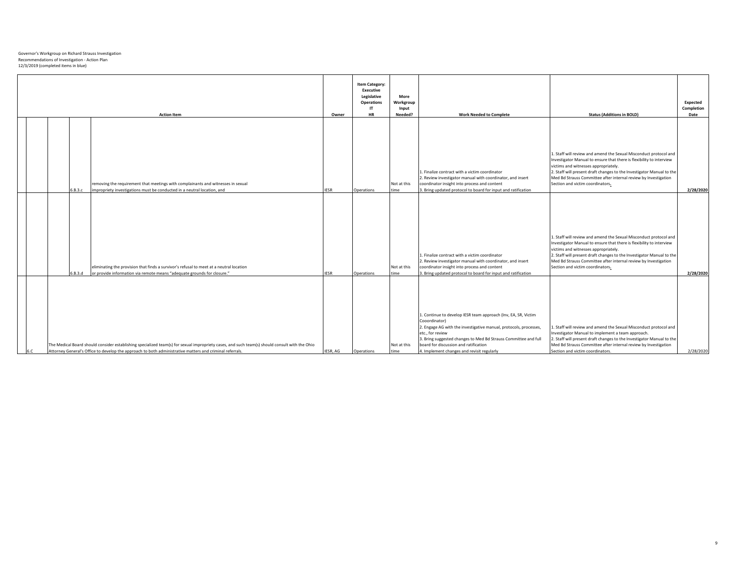Governor's Workgroup on Richard Strauss Investigation
Recommendations of Investigation - Action Plan
12/3/2019 (completed items in blue)

| | | | Action Item | Owner | Item Category: Executive Legislative Operations IT HR | More Workgroup Input Needed? | Work Needed to Complete | Status (Additions in BOLD) | Expected Completion Date |
|---|---|---|---|---|---|---|---|---|---|
| | | 6.B.3.c | removing the requirement that meetings with complainants and witnesses in sexual impropriety investigations must be conducted in a neutral location, and | IESR | Operations | Not at this time | 1. Finalize contract with a victim coordinator<br>2. Review investigator manual with coordinator, and insert coordinator insight into process and content<br>3. Bring updated protocol to board for input and ratification | 1. Staff will review and amend the Sexual Misconduct protocol and Investigator Manual to ensure that there is flexibility to interview victims and witnesses appropriately.<br>2. Staff will present draft changes to the Investigator Manual to the Med Bd Strauss Committee after internal review by Investigation Section and victim coordinators. | **2/28/2020** |
| | | 6.B.3.d | eliminating the provision that finds a survivor's refusal to meet at a neutral location or provide information via remote means "adequate grounds for closure." | IESR | Operations | Not at this time | 1. Finalize contract with a victim coordinator<br>2. Review investigator manual with coordinator, and insert coordinator insight into process and content<br>3. Bring updated protocol to board for input and ratification | 1. Staff will review and amend the Sexual Misconduct protocol and Investigator Manual to ensure that there is flexibility to interview victims and witnesses appropriately.<br>2. Staff will present draft changes to the Investigator Manual to the Med Bd Strauss Committee after internal review by Investigation Section and victim coordinators. | **2/28/2020** |
| 6.C | | | The Medical Board should consider establishing specialized team(s) for sexual impropriety cases, and such team(s) should consult with the Ohio Attorney General's Office to develop the approach to both administrative matters and criminal referrals. | IESR, AG | Operations | Not at this time | 1. Continue to develop IESR team approach (Inv, EA, SR, Victim Cooordinator)<br>2. Engage AG with the investigative manual, protocols, processes, etc., for review<br>3. Bring suggested changes to Med Bd Strauss Committee and full board for discussion and ratification<br>4. Implement changes and revisit regularly | 1. Staff will review and amend the Sexual Misconduct protocol and Investigator Manual to implement a team approach.<br>2. Staff will present draft changes to the Investigator Manual to the Med Bd Strauss Committee after internal review by Investigation Section and victim coordinators. | 2/28/2020 |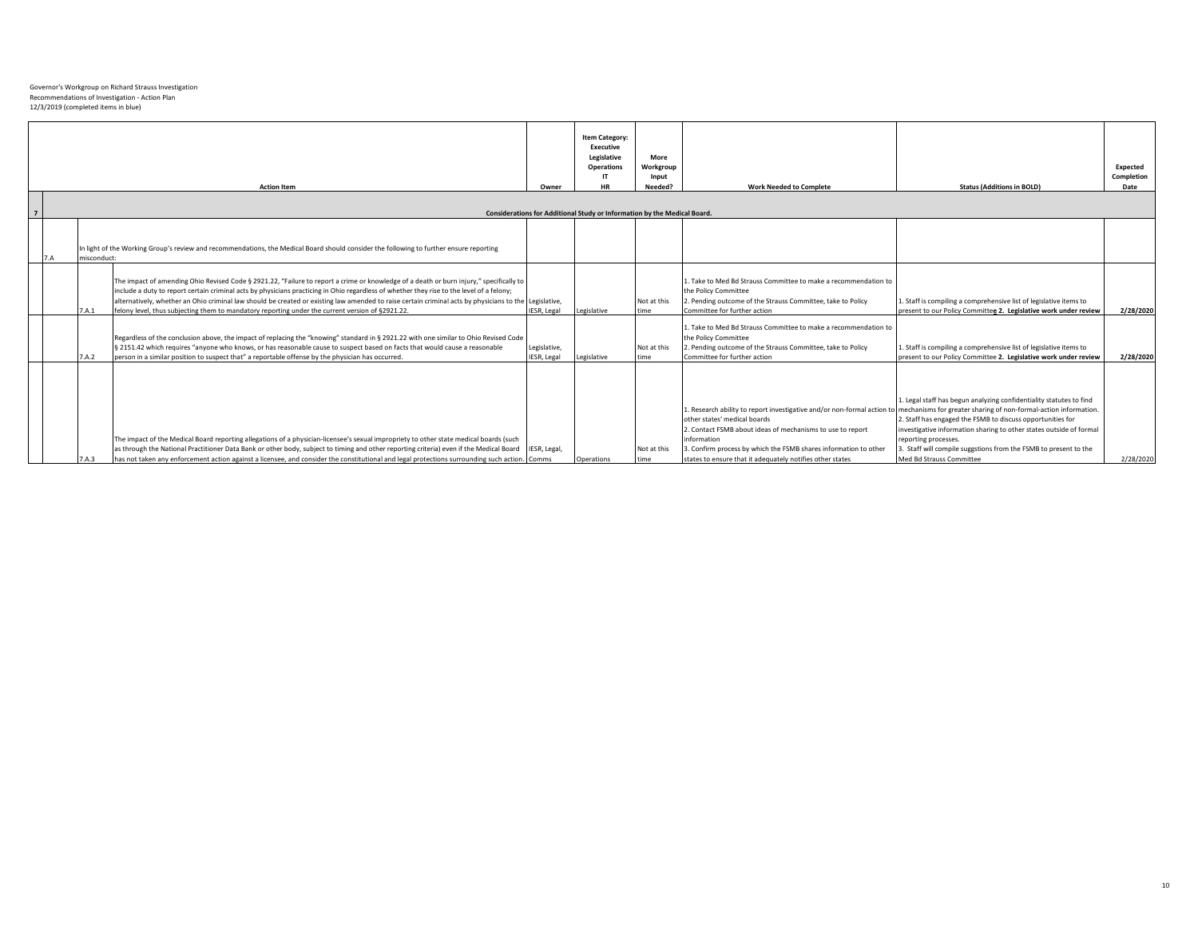Governor's Workgroup on Richard Strauss Investigation
Recommendations of Investigation - Action Plan
12/3/2019 (completed items in blue)

| | | Action Item | Owner | Item Category: Executive Legislative Operations IT HR | More Workgroup Input Needed? | Work Needed to Complete | Status (Additions in BOLD) | Expected Completion Date |
|---|---|---|---|---|---|---|---|---|
| 7 | | **Considerations for Additional Study or Information by the Medical Board.** | | | | | | |
| | 7.A | In light of the Working Group's review and recommendations, the Medical Board should consider the following to further ensure reporting misconduct: | | | | | | |
| | 7.A.1 | The impact of amending Ohio Revised Code § 2921.22, "Failure to report a crime or knowledge of a death or burn injury," specifically to include a duty to report certain criminal acts by physicians practicing in Ohio regardless of whether they rise to the level of a felony; alternatively, whether an Ohio criminal law should be created or existing law amended to raise certain criminal acts by physicians to the felony level, thus subjecting them to mandatory reporting under the current version of §2921.22. | Legislative, IESR, Legal | Legislative | Not at this time | 1. Take to Med Bd Strauss Committee to make a recommendation to the Policy Committee<br>2. Pending outcome of the Strauss Committee, take to Policy Committee for further action | 1. Staff is compiling a comprehensive list of legislative items to present to our Policy Committee **2. Legislative work under review** | **2/28/2020** |
| | 7.A.2 | Regardless of the conclusion above, the impact of replacing the "knowing" standard in § 2921.22 with one similar to Ohio Revised Code § 2151.42 which requires "anyone who knows, or has reasonable cause to suspect based on facts that would cause a reasonable person in a similar position to suspect that" a reportable offense by the physician has occurred. | Legislative, IESR, Legal | Legislative | Not at this time | 1. Take to Med Bd Strauss Committee to make a recommendation to the Policy Committee<br>2. Pending outcome of the Strauss Committee, take to Policy Committee for further action | 1. Staff is compiling a comprehensive list of legislative items to present to our Policy Committee **2. Legislative work under review** | **2/28/2020** |
| | 7.A.3 | The impact of the Medical Board reporting allegations of a physician-licensee's sexual impropriety to other state medical boards (such as through the National Practitioner Data Bank or other body, subject to timing and other reporting criteria) even if the Medical Board has not taken any enforcement action against a licensee, and consider the constitutional and legal protections surrounding such action. | IESR, Legal, Comms | Operations | Not at this time | 1. Research ability to report investigative and/or non-formal action to other states' medical boards<br>2. Contact FSMB about ideas of mechanisms to use to report information<br>3. Confirm process by which the FSMB shares information to other states to ensure that it adequately notifies other states | 1. Legal staff has begun analyzing confidentiality statutes to find mechanisms for greater sharing of non-formal-action information.<br>2. Staff has engaged the FSMB to discuss opportunities for investigative information sharing to other states outside of formal reporting processes.<br>3. Staff will compile suggstions from the FSMB to present to the Med Bd Strauss Committee | 2/28/2020 |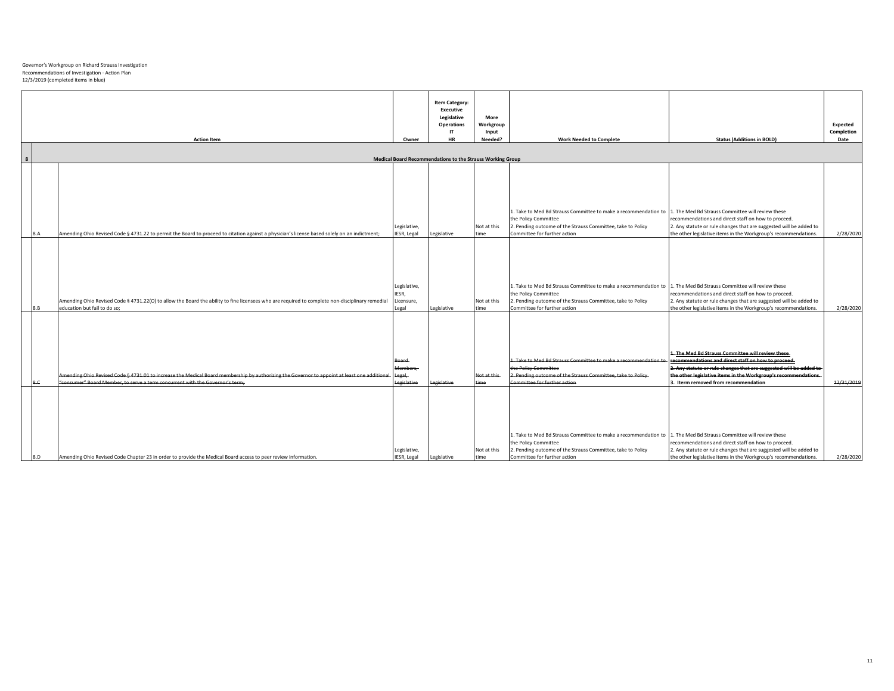Governor's Workgroup on Richard Strauss Investigation
Recommendations of Investigation - Action Plan
12/3/2019 (completed items in blue)

| | Action Item | Owner | Item Category: Executive Legislative Operations IT HR | More Workgroup Input Needed? | Work Needed to Complete | Status (Additions in BOLD) | Expected Completion Date |
|---|---|---|---|---|---|---|---|
| 8 | Medical Board Recommendations to the Strauss Working Group | | | | | | |
| 8.A | Amending Ohio Revised Code § 4731.22 to permit the Board to proceed to citation against a physician's license based solely on an indictment; | Legislative, IESR, Legal | Legislative | Not at this time | 1. Take to Med Bd Strauss Committee to make a recommendation to the Policy Committee 2. Pending outcome of the Strauss Committee, take to Policy Committee for further action | 1. The Med Bd Strauss Committee will review these recommendations and direct staff on how to proceed. 2. Any statute or rule changes that are suggested will be added to the other legislative items in the Workgroup's recommendations. | 2/28/2020 |
| 8.B | Amending Ohio Revised Code § 4731.22(O) to allow the Board the ability to fine licensees who are required to complete non-disciplinary remedial education but fail to do so; | Legislative, IESR, Licensure, Legal | Legislative | Not at this time | 1. Take to Med Bd Strauss Committee to make a recommendation to the Policy Committee 2. Pending outcome of the Strauss Committee, take to Policy Committee for further action | 1. The Med Bd Strauss Committee will review these recommendations and direct staff on how to proceed. 2. Any statute or rule changes that are suggested will be added to the other legislative items in the Workgroup's recommendations. | 2/28/2020 |
| ~~8.C~~ | ~~Amending Ohio Revised Code § 4731.01 to increase the Medical Board membership by authorizing the Governor to appoint at least one additional "consumer" Board Member, to serve a term concurrent with the Governor's term;~~ | ~~Board Members, Legal, Legislative~~ | ~~Legislative~~ | ~~Not at this time~~ | ~~1. Take to Med Bd Strauss Committee to make a recommendation to the Policy Committee 2. Pending outcome of the Strauss Committee, take to Policy Committee for further action~~ | ~~**1. The Med Bd Strauss Committee will review these recommendations and direct staff on how to proceed. 2. Any statute or rule changes that are suggested will be added to the other legislative items in the Workgroup's recommendations.**~~ **3. Iterm removed from recommendation** | ~~12/31/2019~~ |
| 8.D | Amending Ohio Revised Code Chapter 23 in order to provide the Medical Board access to peer review information. | Legislative, IESR, Legal | Legislative | Not at this time | 1. Take to Med Bd Strauss Committee to make a recommendation to the Policy Committee 2. Pending outcome of the Strauss Committee, take to Policy Committee for further action | 1. The Med Bd Strauss Committee will review these recommendations and direct staff on how to proceed. 2. Any statute or rule changes that are suggested will be added to the other legislative items in the Workgroup's recommendations. | 2/28/2020 |